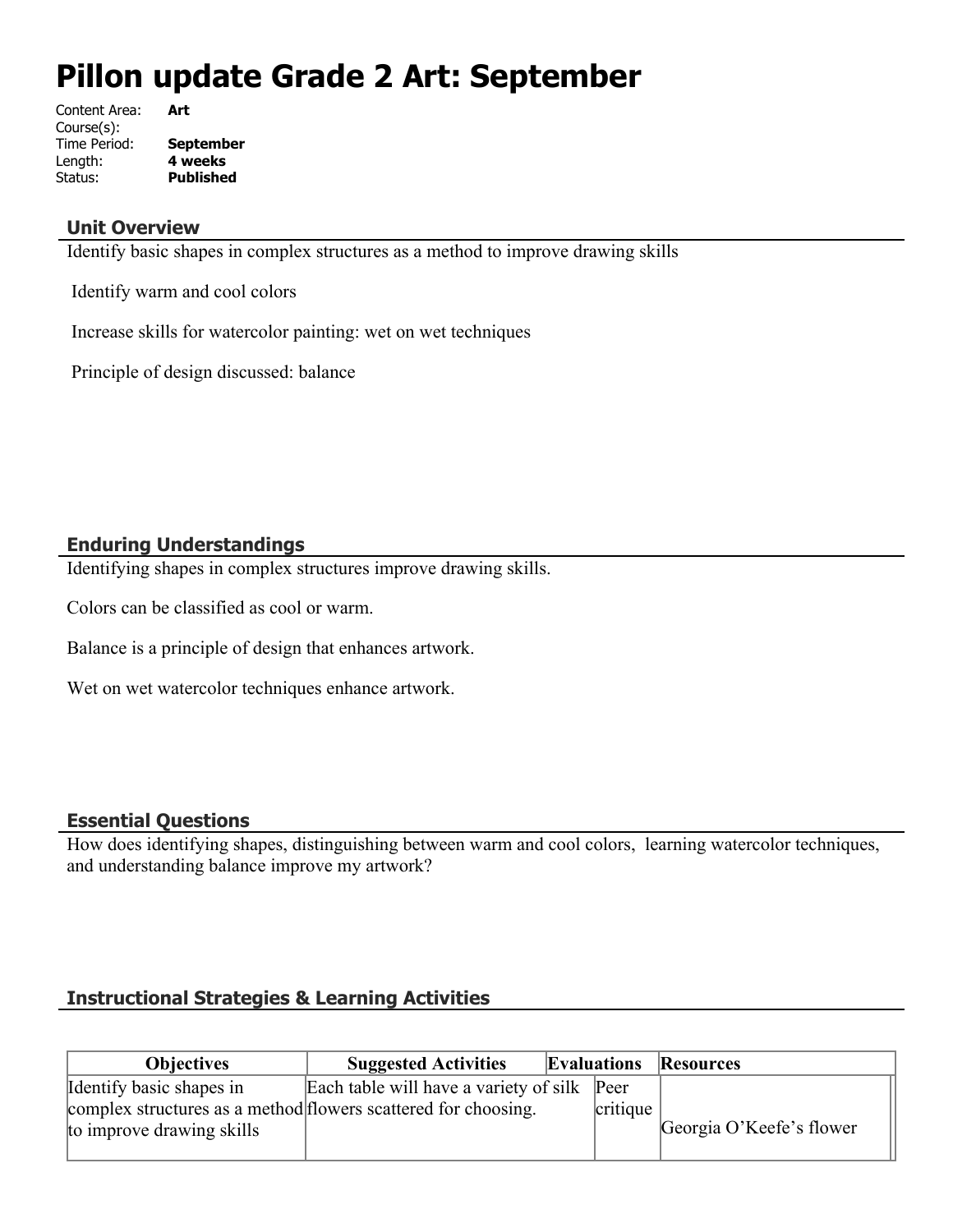# Pillon update Grade 2 Art: September

Content Area: **Art**
Course(s):
Time Period: **September**
Length: **4 weeks**
Status: **Published**

## Unit Overview

Identify basic shapes in complex structures as a method to improve drawing skills

Identify warm and cool colors

Increase skills for watercolor painting: wet on wet techniques

Principle of design discussed: balance

## Enduring Understandings

Identifying shapes in complex structures improve drawing skills.

Colors can be classified as cool or warm.

Balance is a principle of design that enhances artwork.

Wet on wet watercolor techniques enhance artwork.

## Essential Questions

How does identifying shapes, distinguishing between warm and cool colors, learning watercolor techniques, and understanding balance improve my artwork?

## Instructional Strategies & Learning Activities

| Objectives | Suggested Activities | Evaluations | Resources |
|---|---|---|---|
| Identify basic shapes in complex structures as a method to improve drawing skills | Each table will have a variety of silk flowers scattered for choosing. | Peer critique | Georgia O'Keefe's flower |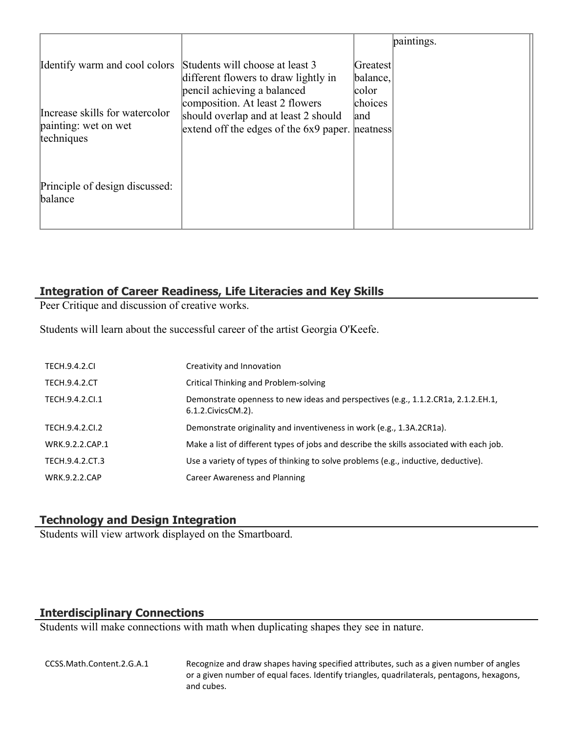| | | | paintings. |
|---|---|---|---|
| Identify warm and cool colors<br><br>Increase skills for watercolor painting: wet on wet techniques<br><br>Principle of design discussed: balance | Students will choose at least 3 different flowers to draw lightly in pencil achieving a balanced composition. At least 2 flowers should overlap and at least 2 should extend off the edges of the 6x9 paper. | Greatest balance, color choices and neatness | |

## Integration of Career Readiness, Life Literacies and Key Skills

Peer Critique and discussion of creative works.

Students will learn about the successful career of the artist Georgia O'Keefe.

| | |
|---|---|
| TECH.9.4.2.CI | Creativity and Innovation |
| TECH.9.4.2.CT | Critical Thinking and Problem-solving |
| TECH.9.4.2.CI.1 | Demonstrate openness to new ideas and perspectives (e.g., 1.1.2.CR1a, 2.1.2.EH.1, 6.1.2.CivicsCM.2). |
| TECH.9.4.2.CI.2 | Demonstrate originality and inventiveness in work (e.g., 1.3A.2CR1a). |
| WRK.9.2.2.CAP.1 | Make a list of different types of jobs and describe the skills associated with each job. |
| TECH.9.4.2.CT.3 | Use a variety of types of thinking to solve problems (e.g., inductive, deductive). |
| WRK.9.2.2.CAP | Career Awareness and Planning |

## Technology and Design Integration

Students will view artwork displayed on the Smartboard.

## Interdisciplinary Connections

Students will make connections with math when duplicating shapes they see in nature.

| | |
|---|---|
| CCSS.Math.Content.2.G.A.1 | Recognize and draw shapes having specified attributes, such as a given number of angles or a given number of equal faces. Identify triangles, quadrilaterals, pentagons, hexagons, and cubes. |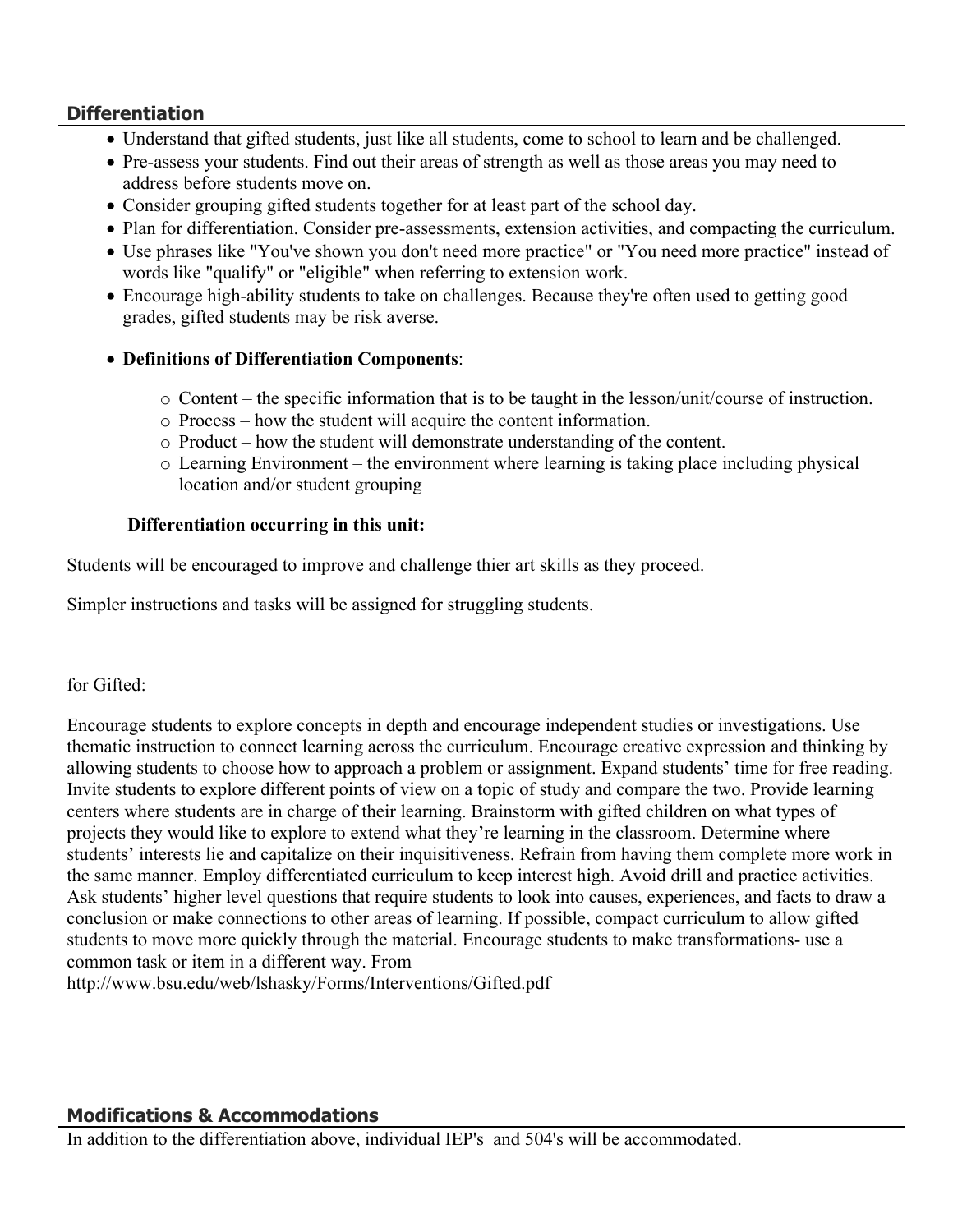## Differentiation

- Understand that gifted students, just like all students, come to school to learn and be challenged.
- Pre-assess your students. Find out their areas of strength as well as those areas you may need to address before students move on.
- Consider grouping gifted students together for at least part of the school day.
- Plan for differentiation. Consider pre-assessments, extension activities, and compacting the curriculum.
- Use phrases like "You've shown you don't need more practice" or "You need more practice" instead of words like "qualify" or "eligible" when referring to extension work.
- Encourage high-ability students to take on challenges. Because they're often used to getting good grades, gifted students may be risk averse.
- **Definitions of Differentiation Components**:
    - Content – the specific information that is to be taught in the lesson/unit/course of instruction.
    - Process – how the student will acquire the content information.
    - Product – how the student will demonstrate understanding of the content.
    - Learning Environment – the environment where learning is taking place including physical location and/or student grouping

**Differentiation occurring in this unit:**

Students will be encouraged to improve and challenge thier art skills as they proceed.

Simpler instructions and tasks will be assigned for struggling students.

for Gifted:

Encourage students to explore concepts in depth and encourage independent studies or investigations. Use thematic instruction to connect learning across the curriculum. Encourage creative expression and thinking by allowing students to choose how to approach a problem or assignment. Expand students' time for free reading. Invite students to explore different points of view on a topic of study and compare the two. Provide learning centers where students are in charge of their learning. Brainstorm with gifted children on what types of projects they would like to explore to extend what they're learning in the classroom. Determine where students' interests lie and capitalize on their inquisitiveness. Refrain from having them complete more work in the same manner. Employ differentiated curriculum to keep interest high. Avoid drill and practice activities. Ask students' higher level questions that require students to look into causes, experiences, and facts to draw a conclusion or make connections to other areas of learning. If possible, compact curriculum to allow gifted students to move more quickly through the material. Encourage students to make transformations- use a common task or item in a different way. From http://www.bsu.edu/web/lshasky/Forms/Interventions/Gifted.pdf

## Modifications & Accommodations

In addition to the differentiation above, individual IEP's and 504's will be accommodated.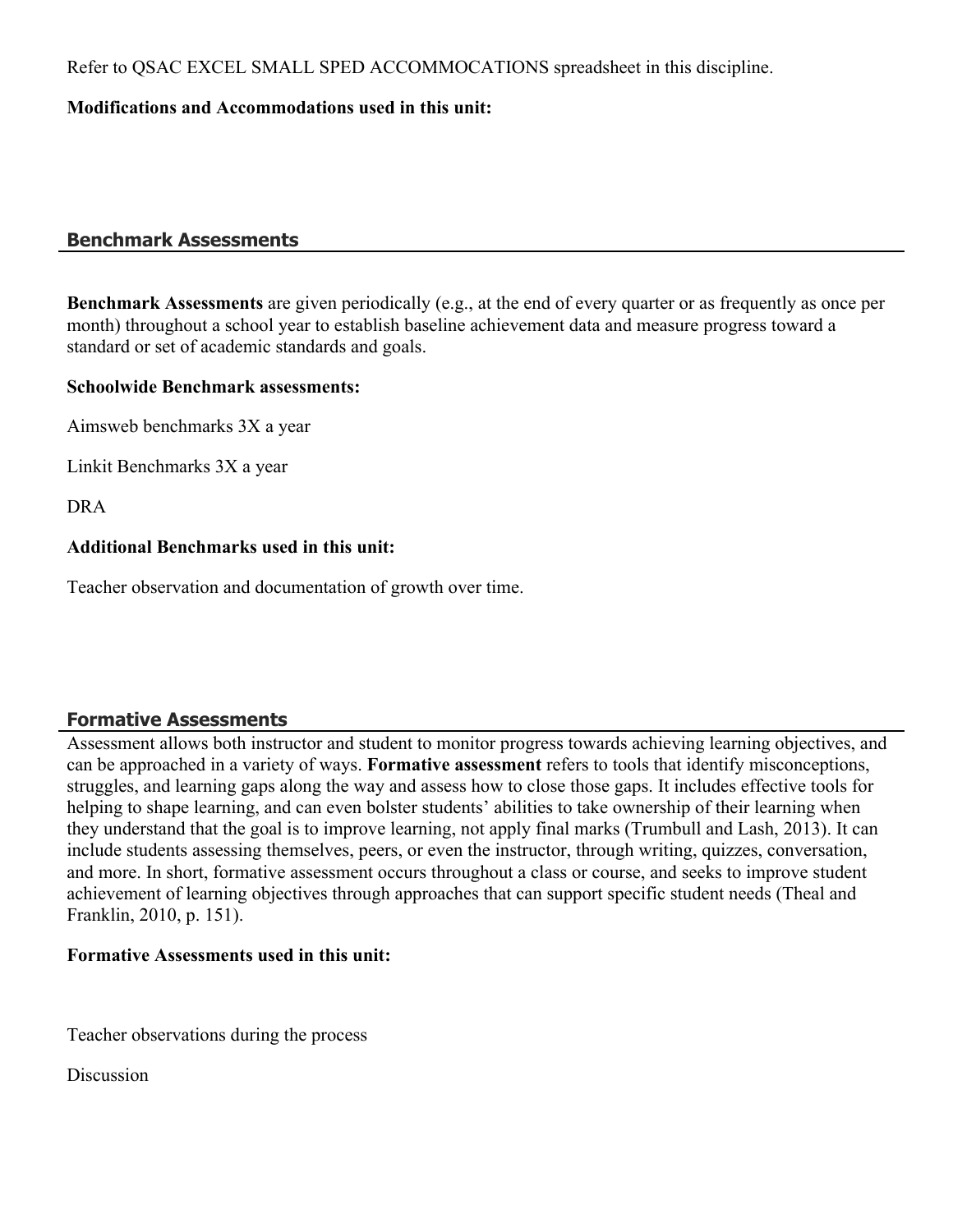Refer to QSAC EXCEL SMALL SPED ACCOMMOCATIONS spreadsheet in this discipline.

**Modifications and Accommodations used in this unit:**

## Benchmark Assessments

**Benchmark Assessments** are given periodically (e.g., at the end of every quarter or as frequently as once per month) throughout a school year to establish baseline achievement data and measure progress toward a standard or set of academic standards and goals.

**Schoolwide Benchmark assessments:**

Aimsweb benchmarks 3X a year

Linkit Benchmarks 3X a year

DRA

**Additional Benchmarks used in this unit:**

Teacher observation and documentation of growth over time.

## Formative Assessments

Assessment allows both instructor and student to monitor progress towards achieving learning objectives, and can be approached in a variety of ways. **Formative assessment** refers to tools that identify misconceptions, struggles, and learning gaps along the way and assess how to close those gaps. It includes effective tools for helping to shape learning, and can even bolster students' abilities to take ownership of their learning when they understand that the goal is to improve learning, not apply final marks (Trumbull and Lash, 2013). It can include students assessing themselves, peers, or even the instructor, through writing, quizzes, conversation, and more. In short, formative assessment occurs throughout a class or course, and seeks to improve student achievement of learning objectives through approaches that can support specific student needs (Theal and Franklin, 2010, p. 151).

**Formative Assessments used in this unit:**

Teacher observations during the process

Discussion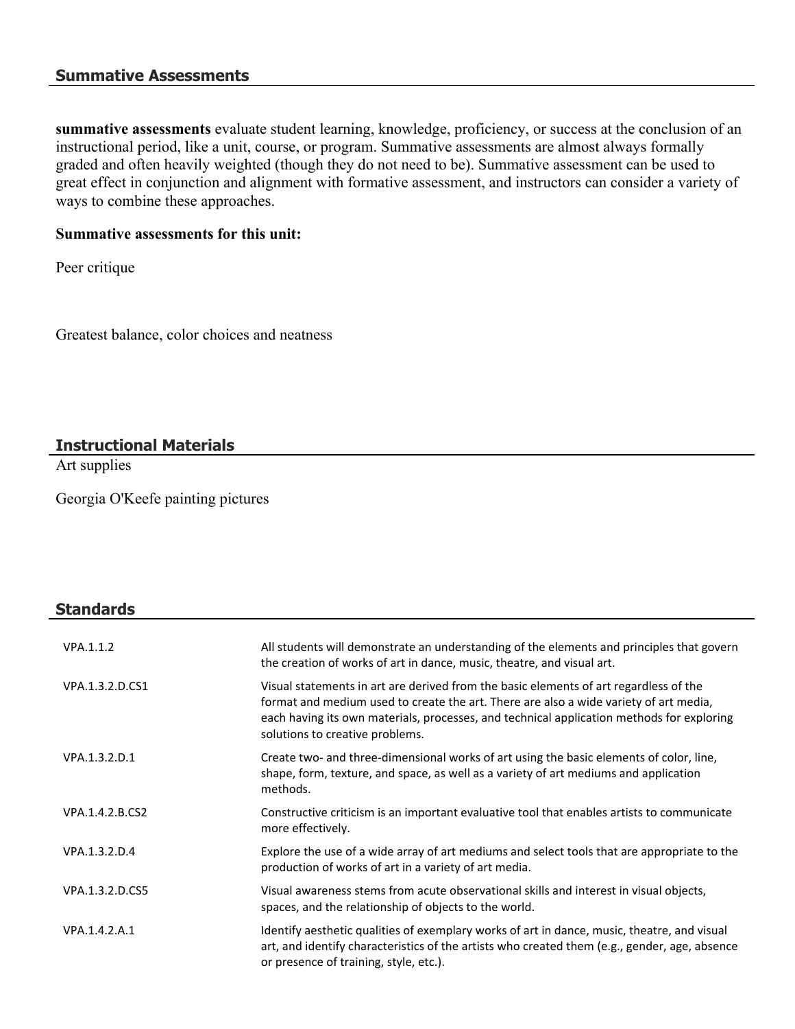## Summative Assessments

**summative assessments** evaluate student learning, knowledge, proficiency, or success at the conclusion of an instructional period, like a unit, course, or program. Summative assessments are almost always formally graded and often heavily weighted (though they do not need to be). Summative assessment can be used to great effect in conjunction and alignment with formative assessment, and instructors can consider a variety of ways to combine these approaches.

**Summative assessments for this unit:**

Peer critique

Greatest balance, color choices and neatness

## Instructional Materials

Art supplies

Georgia O'Keefe painting pictures

## Standards

| | |
|---|---|
| VPA.1.1.2 | All students will demonstrate an understanding of the elements and principles that govern the creation of works of art in dance, music, theatre, and visual art. |
| VPA.1.3.2.D.CS1 | Visual statements in art are derived from the basic elements of art regardless of the format and medium used to create the art. There are also a wide variety of art media, each having its own materials, processes, and technical application methods for exploring solutions to creative problems. |
| VPA.1.3.2.D.1 | Create two- and three-dimensional works of art using the basic elements of color, line, shape, form, texture, and space, as well as a variety of art mediums and application methods. |
| VPA.1.4.2.B.CS2 | Constructive criticism is an important evaluative tool that enables artists to communicate more effectively. |
| VPA.1.3.2.D.4 | Explore the use of a wide array of art mediums and select tools that are appropriate to the production of works of art in a variety of art media. |
| VPA.1.3.2.D.CS5 | Visual awareness stems from acute observational skills and interest in visual objects, spaces, and the relationship of objects to the world. |
| VPA.1.4.2.A.1 | Identify aesthetic qualities of exemplary works of art in dance, music, theatre, and visual art, and identify characteristics of the artists who created them (e.g., gender, age, absence or presence of training, style, etc.). |